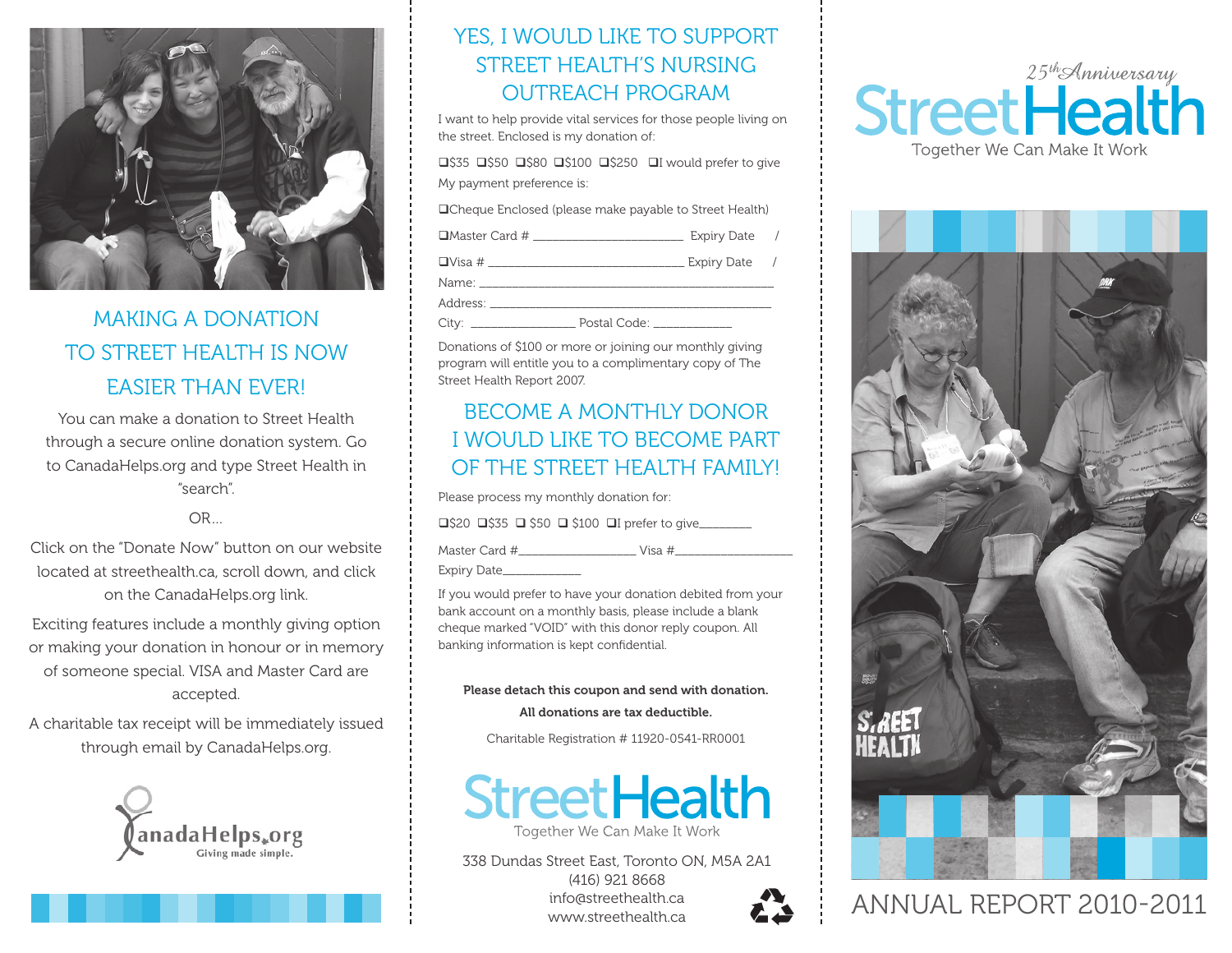## MAKING A DONATION TO STREET HEALTH IS NOW EASIER THAN EVER!

You can make a donation to Street Health through a secure online donation system. Go to CanadaHelps.org and type Street Health in "search".

OR...

Click on the "Donate Now" button on our website located at streethealth.ca, scroll down, and click on the CanadaHelps.org link.

Exciting features include a monthly giving option or making your donation in honour or in memory of someone special. VISA and Master Card are accepted.

A charitable tax receipt will be immediately issued through email by CanadaHelps.org.

CanadaHelps.org
Giving made simple.

## YES, I WOULD LIKE TO SUPPORT STREET HEALTH'S NURSING OUTREACH PROGRAM

I want to help provide vital services for those people living on the street. Enclosed is my donation of:

❑$35 ❑$50 ❑$80 ❑$100 ❑$250 ❑I would prefer to give

My payment preference is:

❑Cheque Enclosed (please make payable to Street Health)

❑Master Card # ______________________ Expiry Date /

❑Visa # ____________________________ Expiry Date /

Name: ____________________________________________

Address: __________________________________________

City: _______________ Postal Code: ___________

Donations of $100 or more or joining our monthly giving program will entitle you to a complimentary copy of The Street Health Report 2007.

## BECOME A MONTHLY DONOR I WOULD LIKE TO BECOME PART OF THE STREET HEALTH FAMILY!

Please process my monthly donation for:

❑$20 ❑$35 ❑ $50 ❑ $100 ❑I prefer to give________

Master Card #_________________ Visa #_________________

Expiry Date___________

If you would prefer to have your donation debited from your bank account on a monthly basis, please include a blank cheque marked "VOID" with this donor reply coupon. All banking information is kept confidential.

**Please detach this coupon and send with donation.**

**All donations are tax deductible.**

Charitable Registration # 11920-0541-RR0001

StreetHealth
Together We Can Make It Work

338 Dundas Street East, Toronto ON, M5A 2A1
(416) 921 8668
info@streethealth.ca
www.streethealth.ca

25th Anniversary

# StreetHealth

Together We Can Make It Work

# ANNUAL REPORT 2010-2011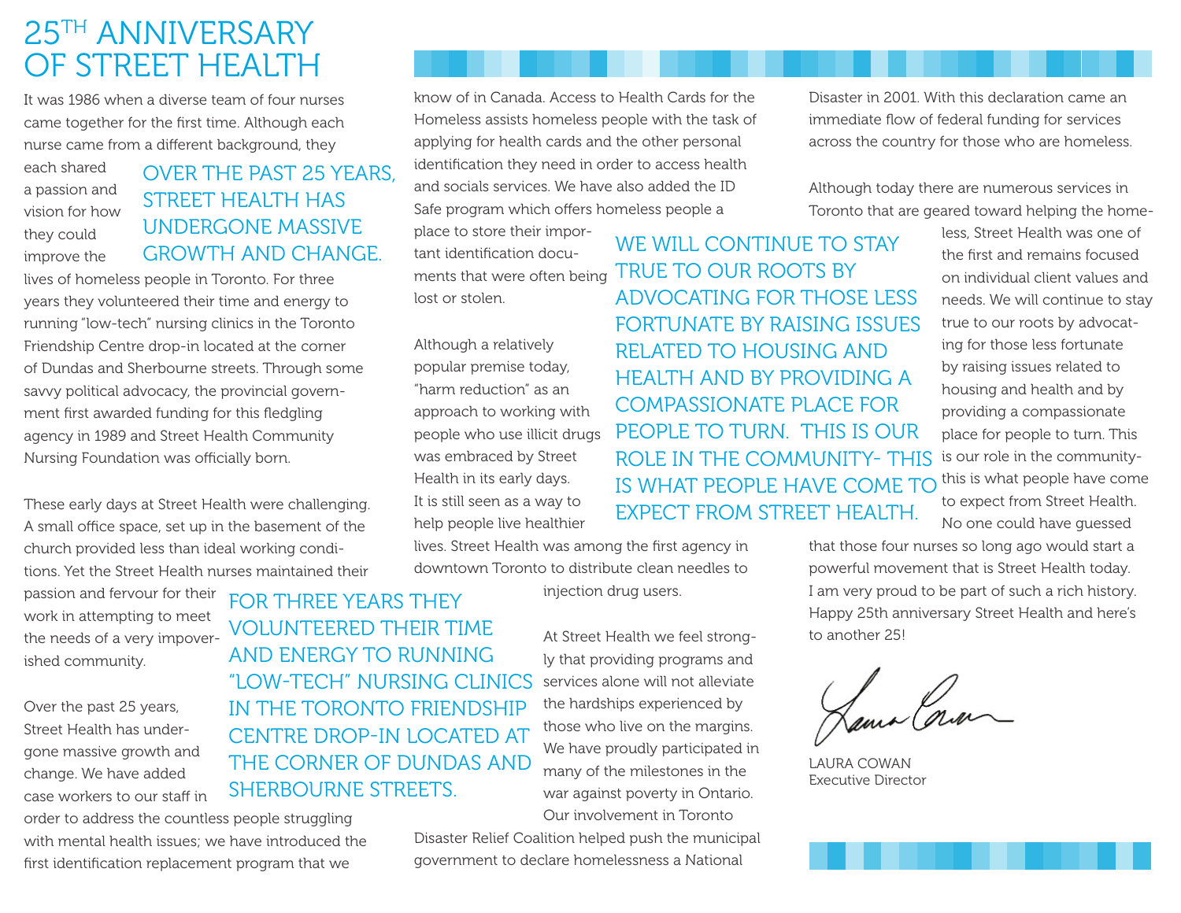# 25[TH] ANNIVERSARY OF STREET HEALTH

It was 1986 when a diverse team of four nurses came together for the first time. Although each nurse came from a different background, they each shared a passion and vision for how they could improve the lives of homeless people in Toronto. For three years they volunteered their time and energy to running "low-tech" nursing clinics in the Toronto Friendship Centre drop-in located at the corner of Dundas and Sherbourne streets. Through some savvy political advocacy, the provincial government first awarded funding for this fledgling agency in 1989 and Street Health Community Nursing Foundation was officially born.

> OVER THE PAST 25 YEARS, STREET HEALTH HAS UNDERGONE MASSIVE GROWTH AND CHANGE.

These early days at Street Health were challenging. A small office space, set up in the basement of the church provided less than ideal working conditions. Yet the Street Health nurses maintained their passion and fervour for their work in attempting to meet the needs of a very impoverished community.

> FOR THREE YEARS THEY VOLUNTEERED THEIR TIME AND ENERGY TO RUNNING "LOW-TECH" NURSING CLINICS IN THE TORONTO FRIENDSHIP CENTRE DROP-IN LOCATED AT THE CORNER OF DUNDAS AND SHERBOURNE STREETS.

Over the past 25 years, Street Health has undergone massive growth and change. We have added case workers to our staff in order to address the countless people struggling with mental health issues; we have introduced the first identification replacement program that we know of in Canada. Access to Health Cards for the Homeless assists homeless people with the task of applying for health cards and the other personal identification they need in order to access health and socials services. We have also added the ID Safe program which offers homeless people a place to store their important identification documents that were often being lost or stolen.

Although a relatively popular premise today, "harm reduction" as an approach to working with people who use illicit drugs was embraced by Street Health in its early days. It is still seen as a way to help people live healthier lives. Street Health was among the first agency in downtown Toronto to distribute clean needles to injection drug users.

At Street Health we feel strongly that providing programs and services alone will not alleviate the hardships experienced by those who live on the margins. We have proudly participated in many of the milestones in the war against poverty in Ontario. Our involvement in Toronto Disaster Relief Coalition helped push the municipal government to declare homelessness a National Disaster in 2001. With this declaration came an immediate flow of federal funding for services across the country for those who are homeless.

> WE WILL CONTINUE TO STAY TRUE TO OUR ROOTS BY ADVOCATING FOR THOSE LESS FORTUNATE BY RAISING ISSUES RELATED TO HOUSING AND HEALTH AND BY PROVIDING A COMPASSIONATE PLACE FOR PEOPLE TO TURN. THIS IS OUR ROLE IN THE COMMUNITY- THIS IS WHAT PEOPLE HAVE COME TO EXPECT FROM STREET HEALTH.

Although today there are numerous services in Toronto that are geared toward helping the homeless, Street Health was one of the first and remains focused on individual client values and needs. We will continue to stay true to our roots by advocating for those less fortunate by raising issues related to housing and health and by providing a compassionate place for people to turn. This is our role in the community- this is what people have come to expect from Street Health. No one could have guessed that those four nurses so long ago would start a powerful movement that is Street Health today. I am very proud to be part of such a rich history. Happy 25th anniversary Street Health and here's to another 25!

LAURA COWAN
Executive Director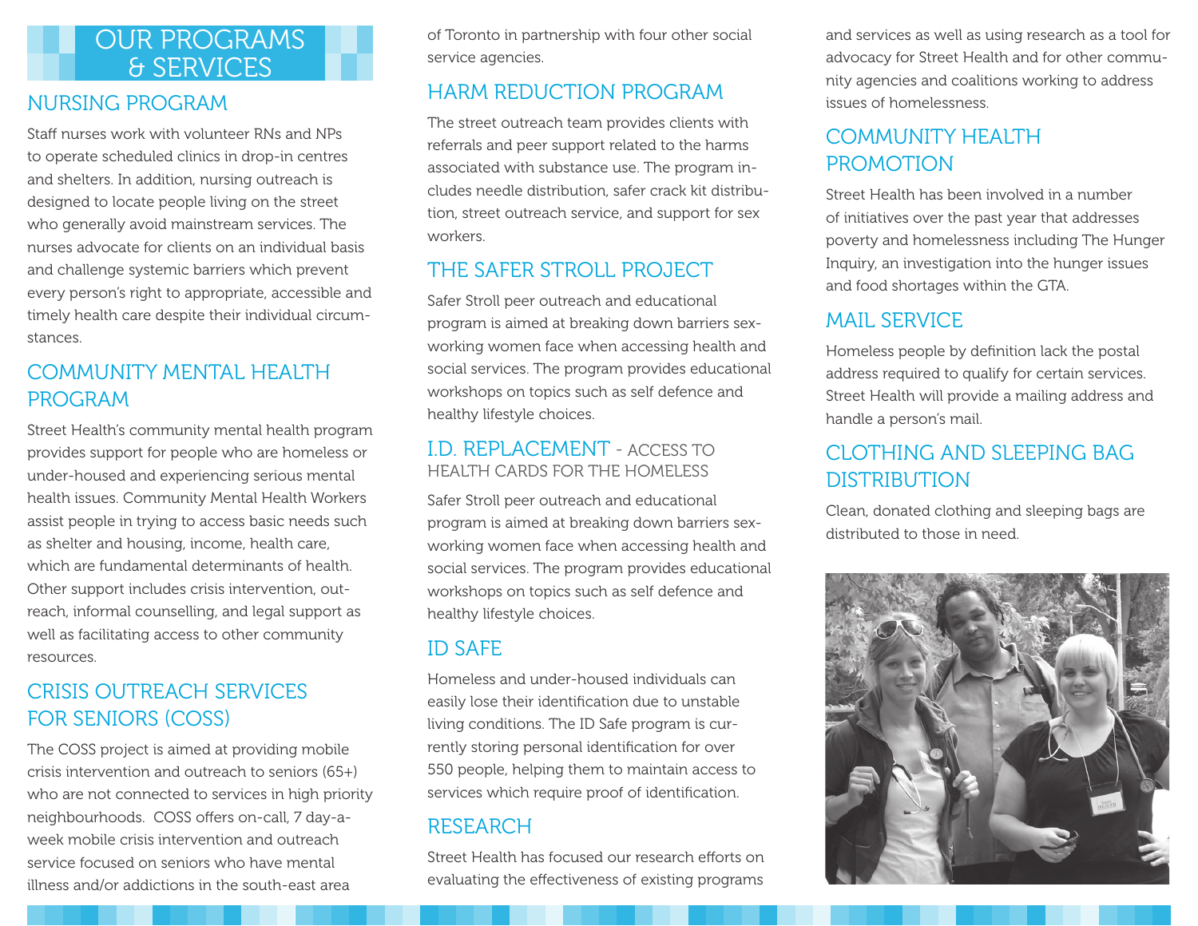# OUR PROGRAMS & SERVICES

## NURSING PROGRAM

Staff nurses work with volunteer RNs and NPs to operate scheduled clinics in drop-in centres and shelters. In addition, nursing outreach is designed to locate people living on the street who generally avoid mainstream services. The nurses advocate for clients on an individual basis and challenge systemic barriers which prevent every person's right to appropriate, accessible and timely health care despite their individual circumstances.

## COMMUNITY MENTAL HEALTH PROGRAM

Street Health's community mental health program provides support for people who are homeless or under-housed and experiencing serious mental health issues. Community Mental Health Workers assist people in trying to access basic needs such as shelter and housing, income, health care, which are fundamental determinants of health. Other support includes crisis intervention, outreach, informal counselling, and legal support as well as facilitating access to other community resources.

## CRISIS OUTREACH SERVICES FOR SENIORS (COSS)

The COSS project is aimed at providing mobile crisis intervention and outreach to seniors (65+) who are not connected to services in high priority neighbourhoods. COSS offers on-call, 7 day-a-week mobile crisis intervention and outreach service focused on seniors who have mental illness and/or addictions in the south-east area of Toronto in partnership with four other social service agencies.

## HARM REDUCTION PROGRAM

The street outreach team provides clients with referrals and peer support related to the harms associated with substance use. The program includes needle distribution, safer crack kit distribution, street outreach service, and support for sex workers.

## THE SAFER STROLL PROJECT

Safer Stroll peer outreach and educational program is aimed at breaking down barriers sex-working women face when accessing health and social services. The program provides educational workshops on topics such as self defence and healthy lifestyle choices.

## I.D. REPLACEMENT - ACCESS TO HEALTH CARDS FOR THE HOMELESS

Safer Stroll peer outreach and educational program is aimed at breaking down barriers sex-working women face when accessing health and social services. The program provides educational workshops on topics such as self defence and healthy lifestyle choices.

## ID SAFE

Homeless and under-housed individuals can easily lose their identification due to unstable living conditions. The ID Safe program is currently storing personal identification for over 550 people, helping them to maintain access to services which require proof of identification.

## RESEARCH

Street Health has focused our research efforts on evaluating the effectiveness of existing programs and services as well as using research as a tool for advocacy for Street Health and for other community agencies and coalitions working to address issues of homelessness.

## COMMUNITY HEALTH PROMOTION

Street Health has been involved in a number of initiatives over the past year that addresses poverty and homelessness including The Hunger Inquiry, an investigation into the hunger issues and food shortages within the GTA.

## MAIL SERVICE

Homeless people by definition lack the postal address required to qualify for certain services. Street Health will provide a mailing address and handle a person's mail.

## CLOTHING AND SLEEPING BAG DISTRIBUTION

Clean, donated clothing and sleeping bags are distributed to those in need.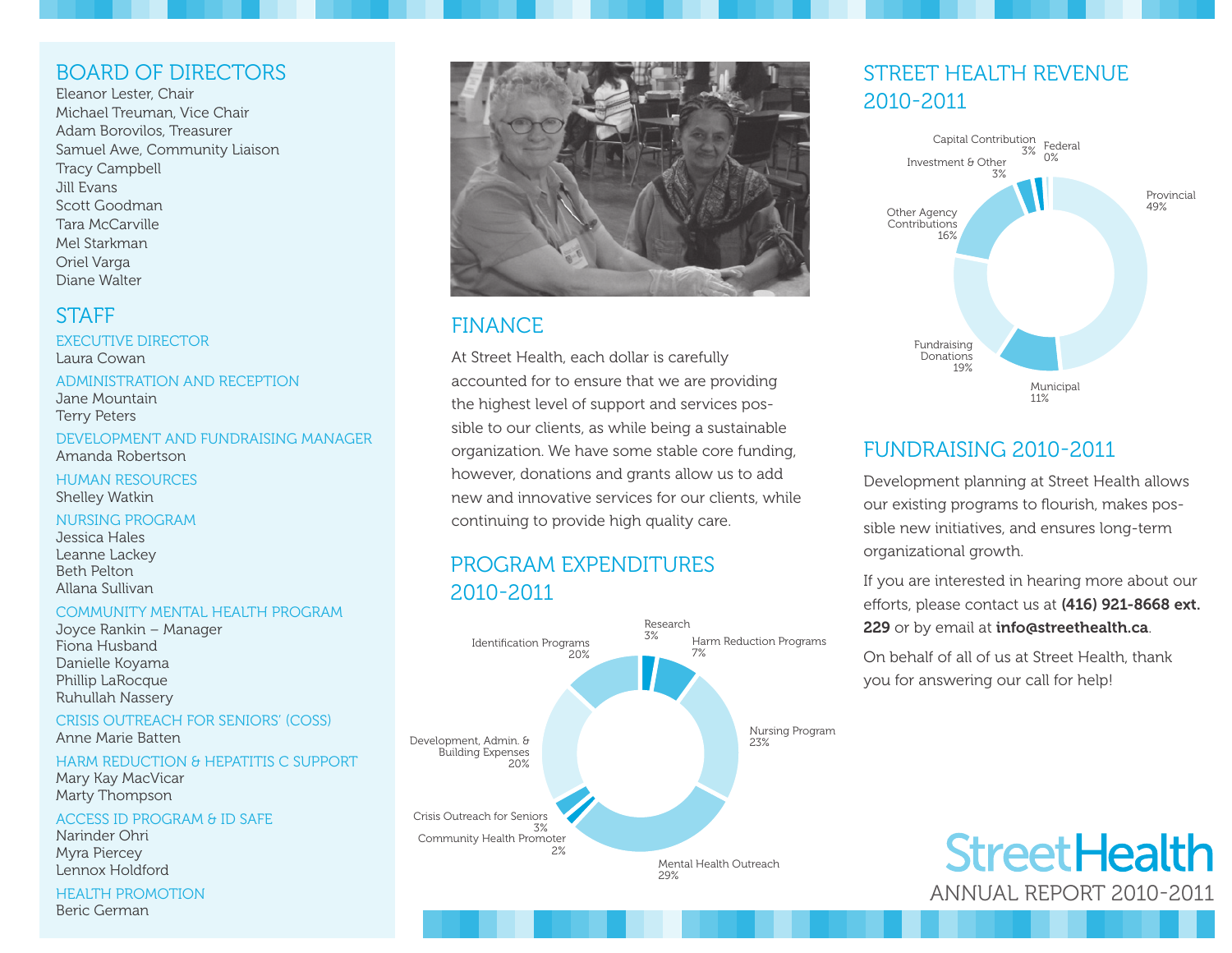## BOARD OF DIRECTORS

Eleanor Lester, Chair
Michael Treuman, Vice Chair
Adam Borovilos, Treasurer
Samuel Awe, Community Liaison
Tracy Campbell
Jill Evans
Scott Goodman
Tara McCarville
Mel Starkman
Oriel Varga
Diane Walter

## STAFF

### EXECUTIVE DIRECTOR
Laura Cowan

### ADMINISTRATION AND RECEPTION
Jane Mountain
Terry Peters

### DEVELOPMENT AND FUNDRAISING MANAGER
Amanda Robertson

### HUMAN RESOURCES
Shelley Watkin

### NURSING PROGRAM
Jessica Hales
Leanne Lackey
Beth Pelton
Allana Sullivan

### COMMUNITY MENTAL HEALTH PROGRAM
Joyce Rankin – Manager
Fiona Husband
Danielle Koyama
Phillip LaRocque
Ruhullah Nassery

### CRISIS OUTREACH FOR SENIORS' (COSS)
Anne Marie Batten

### HARM REDUCTION & HEPATITIS C SUPPORT
Mary Kay MacVicar
Marty Thompson

### ACCESS ID PROGRAM & ID SAFE
Narinder Ohri
Myra Piercey
Lennox Holdford

### HEALTH PROMOTION
Beric German

## FINANCE

At Street Health, each dollar is carefully accounted for to ensure that we are providing the highest level of support and services possible to our clients, as while being a sustainable organization. We have some stable core funding, however, donations and grants allow us to add new and innovative services for our clients, while continuing to provide high quality care.

## PROGRAM EXPENDITURES 2010-2011

Research 3%
Harm Reduction Programs 7%
Nursing Program 23%
Mental Health Outreach 29%
Community Health Promoter 2%
Crisis Outreach for Seniors 3%
Development, Admin. & Building Expenses 20%
Identification Programs 20%

## STREET HEALTH REVENUE 2010-2011

Provincial 49%
Municipal 11%
Fundraising Donations 19%
Other Agency Contributions 16%
Investment & Other 3%
Capital Contribution 3%
Federal 0%

## FUNDRAISING 2010-2011

Development planning at Street Health allows our existing programs to flourish, makes possible new initiatives, and ensures long-term organizational growth.

If you are interested in hearing more about our efforts, please contact us at **(416) 921-8668 ext. 229** or by email at **info@streethealth.ca**.

On behalf of all of us at Street Health, thank you for answering our call for help!

StreetHealth
ANNUAL REPORT 2010-2011